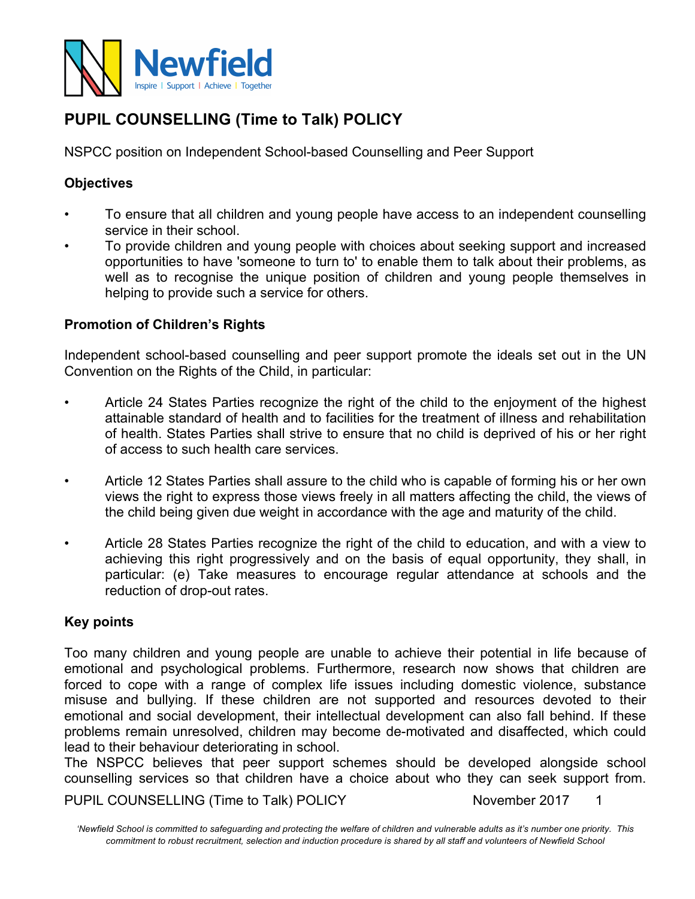# PUPIL COUNSELLING (Time to Talk) POLICY

NSPCC position on Independent School-based Counselling and Peer Support

## Objectives

- To ensure that all children and young people have access to an independent counselling service in their school.
- To provide children and young people with choices about seeking support and increased opportunities to have 'someone to turn to' to enable them to talk about their problems, as well as to recognise the unique position of children and young people themselves in helping to provide such a service for others.

## Promotion of Children's Rights

Independent school-based counselling and peer support promote the ideals set out in the UN Convention on the Rights of the Child, in particular:

- Article 24 States Parties recognize the right of the child to the enjoyment of the highest attainable standard of health and to facilities for the treatment of illness and rehabilitation of health. States Parties shall strive to ensure that no child is deprived of his or her right of access to such health care services.
- Article 12 States Parties shall assure to the child who is capable of forming his or her own views the right to express those views freely in all matters affecting the child, the views of the child being given due weight in accordance with the age and maturity of the child.
- Article 28 States Parties recognize the right of the child to education, and with a view to achieving this right progressively and on the basis of equal opportunity, they shall, in particular: (e) Take measures to encourage regular attendance at schools and the reduction of drop-out rates.

## Key points

Too many children and young people are unable to achieve their potential in life because of emotional and psychological problems. Furthermore, research now shows that children are forced to cope with a range of complex life issues including domestic violence, substance misuse and bullying. If these children are not supported and resources devoted to their emotional and social development, their intellectual development can also fall behind. If these problems remain unresolved, children may become de-motivated and disaffected, which could lead to their behaviour deteriorating in school.

The NSPCC believes that peer support schemes should be developed alongside school counselling services so that children have a choice about who they can seek support from.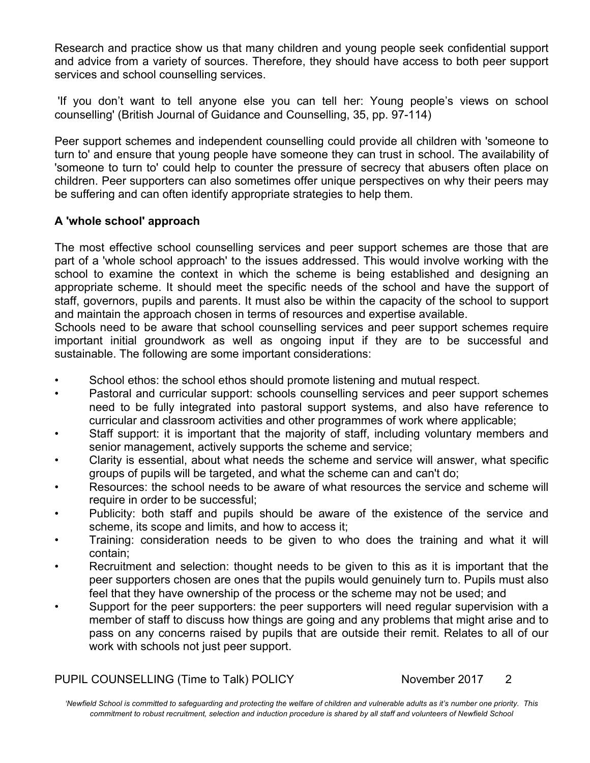Research and practice show us that many children and young people seek confidential support and advice from a variety of sources. Therefore, they should have access to both peer support services and school counselling services.

'If you don't want to tell anyone else you can tell her: Young people's views on school counselling' (British Journal of Guidance and Counselling, 35, pp. 97-114)

Peer support schemes and independent counselling could provide all children with 'someone to turn to' and ensure that young people have someone they can trust in school. The availability of 'someone to turn to' could help to counter the pressure of secrecy that abusers often place on children. Peer supporters can also sometimes offer unique perspectives on why their peers may be suffering and can often identify appropriate strategies to help them.

**A 'whole school' approach**

The most effective school counselling services and peer support schemes are those that are part of a 'whole school approach' to the issues addressed. This would involve working with the school to examine the context in which the scheme is being established and designing an appropriate scheme. It should meet the specific needs of the school and have the support of staff, governors, pupils and parents. It must also be within the capacity of the school to support and maintain the approach chosen in terms of resources and expertise available.
Schools need to be aware that school counselling services and peer support schemes require important initial groundwork as well as ongoing input if they are to be successful and sustainable. The following are some important considerations:

- School ethos: the school ethos should promote listening and mutual respect.
- Pastoral and curricular support: schools counselling services and peer support schemes need to be fully integrated into pastoral support systems, and also have reference to curricular and classroom activities and other programmes of work where applicable;
- Staff support: it is important that the majority of staff, including voluntary members and senior management, actively supports the scheme and service;
- Clarity is essential, about what needs the scheme and service will answer, what specific groups of pupils will be targeted, and what the scheme can and can't do;
- Resources: the school needs to be aware of what resources the service and scheme will require in order to be successful;
- Publicity: both staff and pupils should be aware of the existence of the service and scheme, its scope and limits, and how to access it;
- Training: consideration needs to be given to who does the training and what it will contain;
- Recruitment and selection: thought needs to be given to this as it is important that the peer supporters chosen are ones that the pupils would genuinely turn to. Pupils must also feel that they have ownership of the process or the scheme may not be used; and
- Support for the peer supporters: the peer supporters will need regular supervision with a member of staff to discuss how things are going and any problems that might arise and to pass on any concerns raised by pupils that are outside their remit. Relates to all of our work with schools not just peer support.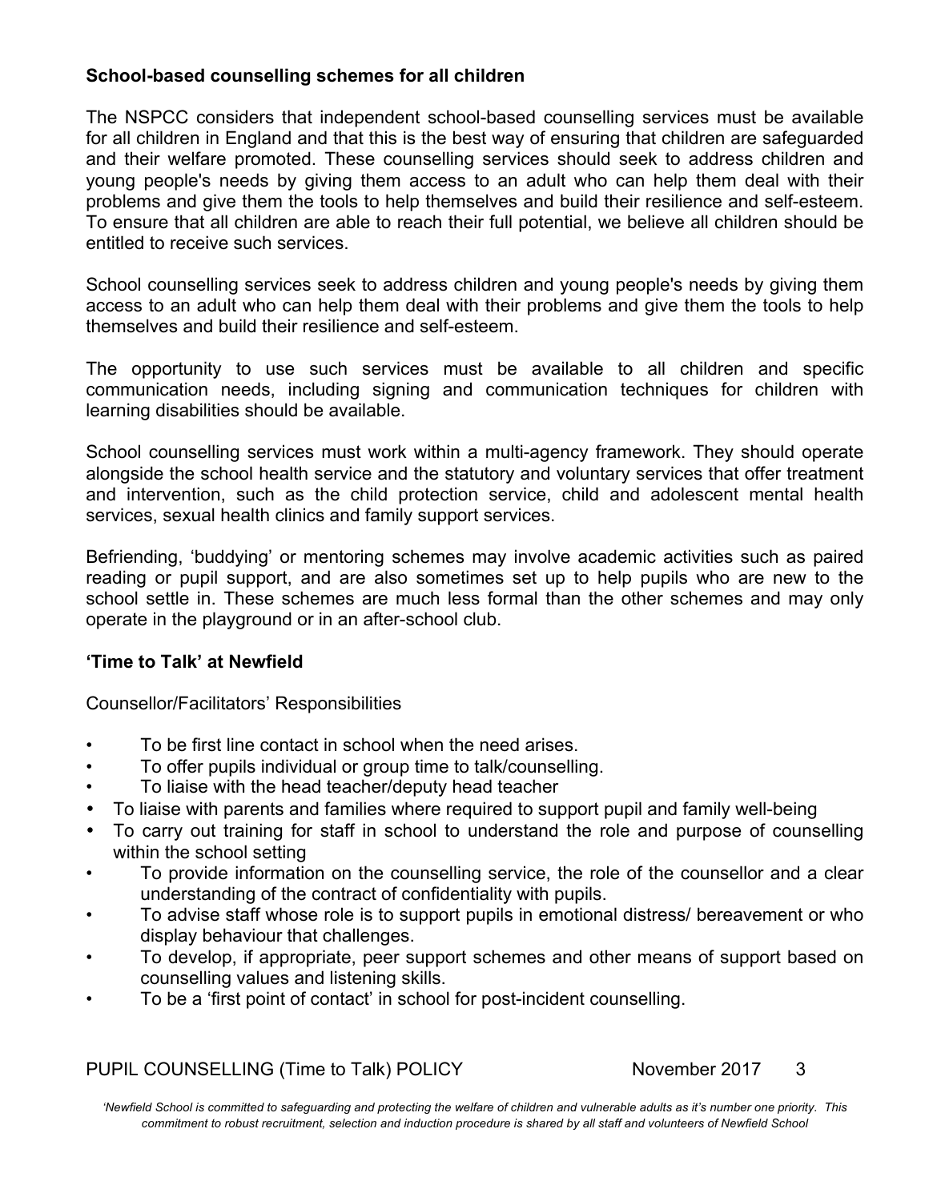**School-based counselling schemes for all children**

The NSPCC considers that independent school-based counselling services must be available for all children in England and that this is the best way of ensuring that children are safeguarded and their welfare promoted. These counselling services should seek to address children and young people's needs by giving them access to an adult who can help them deal with their problems and give them the tools to help themselves and build their resilience and self-esteem. To ensure that all children are able to reach their full potential, we believe all children should be entitled to receive such services.

School counselling services seek to address children and young people's needs by giving them access to an adult who can help them deal with their problems and give them the tools to help themselves and build their resilience and self-esteem.

The opportunity to use such services must be available to all children and specific communication needs, including signing and communication techniques for children with learning disabilities should be available.

School counselling services must work within a multi-agency framework. They should operate alongside the school health service and the statutory and voluntary services that offer treatment and intervention, such as the child protection service, child and adolescent mental health services, sexual health clinics and family support services.

Befriending, 'buddying' or mentoring schemes may involve academic activities such as paired reading or pupil support, and are also sometimes set up to help pupils who are new to the school settle in. These schemes are much less formal than the other schemes and may only operate in the playground or in an after-school club.

**'Time to Talk' at Newfield**

Counsellor/Facilitators' Responsibilities

- To be first line contact in school when the need arises.
- To offer pupils individual or group time to talk/counselling.
- To liaise with the head teacher/deputy head teacher
- To liaise with parents and families where required to support pupil and family well-being
- To carry out training for staff in school to understand the role and purpose of counselling within the school setting
- To provide information on the counselling service, the role of the counsellor and a clear understanding of the contract of confidentiality with pupils.
- To advise staff whose role is to support pupils in emotional distress/ bereavement or who display behaviour that challenges.
- To develop, if appropriate, peer support schemes and other means of support based on counselling values and listening skills.
- To be a 'first point of contact' in school for post-incident counselling.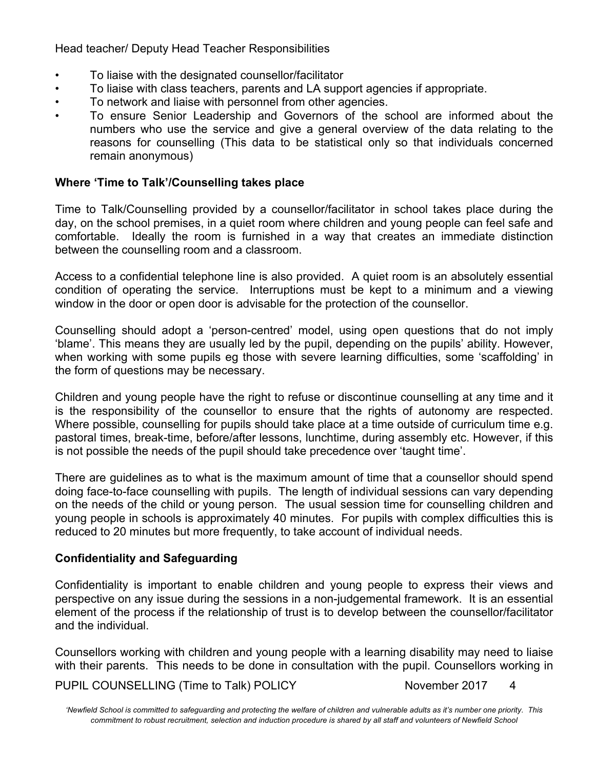Head teacher/ Deputy Head Teacher Responsibilities

- To liaise with the designated counsellor/facilitator
- To liaise with class teachers, parents and LA support agencies if appropriate.
- To network and liaise with personnel from other agencies.
- To ensure Senior Leadership and Governors of the school are informed about the numbers who use the service and give a general overview of the data relating to the reasons for counselling (This data to be statistical only so that individuals concerned remain anonymous)

**Where 'Time to Talk'/Counselling takes place**

Time to Talk/Counselling provided by a counsellor/facilitator in school takes place during the day, on the school premises, in a quiet room where children and young people can feel safe and comfortable. Ideally the room is furnished in a way that creates an immediate distinction between the counselling room and a classroom.

Access to a confidential telephone line is also provided. A quiet room is an absolutely essential condition of operating the service. Interruptions must be kept to a minimum and a viewing window in the door or open door is advisable for the protection of the counsellor.

Counselling should adopt a 'person-centred' model, using open questions that do not imply 'blame'. This means they are usually led by the pupil, depending on the pupils' ability. However, when working with some pupils eg those with severe learning difficulties, some 'scaffolding' in the form of questions may be necessary.

Children and young people have the right to refuse or discontinue counselling at any time and it is the responsibility of the counsellor to ensure that the rights of autonomy are respected. Where possible, counselling for pupils should take place at a time outside of curriculum time e.g. pastoral times, break-time, before/after lessons, lunchtime, during assembly etc. However, if this is not possible the needs of the pupil should take precedence over 'taught time'.

There are guidelines as to what is the maximum amount of time that a counsellor should spend doing face-to-face counselling with pupils. The length of individual sessions can vary depending on the needs of the child or young person. The usual session time for counselling children and young people in schools is approximately 40 minutes. For pupils with complex difficulties this is reduced to 20 minutes but more frequently, to take account of individual needs.

**Confidentiality and Safeguarding**

Confidentiality is important to enable children and young people to express their views and perspective on any issue during the sessions in a non-judgemental framework. It is an essential element of the process if the relationship of trust is to develop between the counsellor/facilitator and the individual.

Counsellors working with children and young people with a learning disability may need to liaise with their parents. This needs to be done in consultation with the pupil. Counsellors working in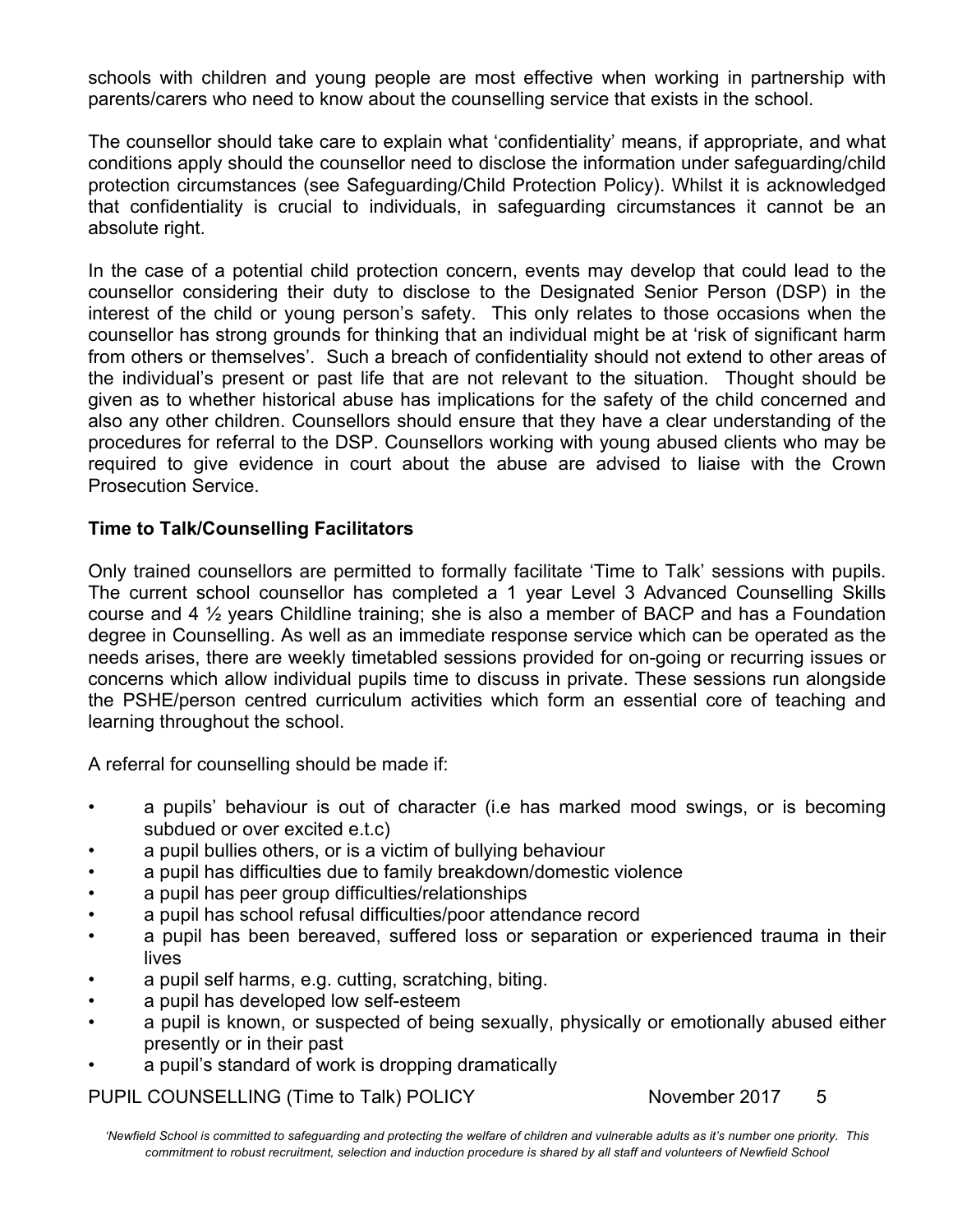schools with children and young people are most effective when working in partnership with parents/carers who need to know about the counselling service that exists in the school.

The counsellor should take care to explain what 'confidentiality' means, if appropriate, and what conditions apply should the counsellor need to disclose the information under safeguarding/child protection circumstances (see Safeguarding/Child Protection Policy). Whilst it is acknowledged that confidentiality is crucial to individuals, in safeguarding circumstances it cannot be an absolute right.

In the case of a potential child protection concern, events may develop that could lead to the counsellor considering their duty to disclose to the Designated Senior Person (DSP) in the interest of the child or young person's safety. This only relates to those occasions when the counsellor has strong grounds for thinking that an individual might be at 'risk of significant harm from others or themselves'. Such a breach of confidentiality should not extend to other areas of the individual's present or past life that are not relevant to the situation. Thought should be given as to whether historical abuse has implications for the safety of the child concerned and also any other children. Counsellors should ensure that they have a clear understanding of the procedures for referral to the DSP. Counsellors working with young abused clients who may be required to give evidence in court about the abuse are advised to liaise with the Crown Prosecution Service.

**Time to Talk/Counselling Facilitators**

Only trained counsellors are permitted to formally facilitate 'Time to Talk' sessions with pupils. The current school counsellor has completed a 1 year Level 3 Advanced Counselling Skills course and 4 ½ years Childline training; she is also a member of BACP and has a Foundation degree in Counselling. As well as an immediate response service which can be operated as the needs arises, there are weekly timetabled sessions provided for on-going or recurring issues or concerns which allow individual pupils time to discuss in private. These sessions run alongside the PSHE/person centred curriculum activities which form an essential core of teaching and learning throughout the school.

A referral for counselling should be made if:

- a pupils' behaviour is out of character (i.e has marked mood swings, or is becoming subdued or over excited e.t.c)
- a pupil bullies others, or is a victim of bullying behaviour
- a pupil has difficulties due to family breakdown/domestic violence
- a pupil has peer group difficulties/relationships
- a pupil has school refusal difficulties/poor attendance record
- a pupil has been bereaved, suffered loss or separation or experienced trauma in their lives
- a pupil self harms, e.g. cutting, scratching, biting.
- a pupil has developed low self-esteem
- a pupil is known, or suspected of being sexually, physically or emotionally abused either presently or in their past
- a pupil's standard of work is dropping dramatically